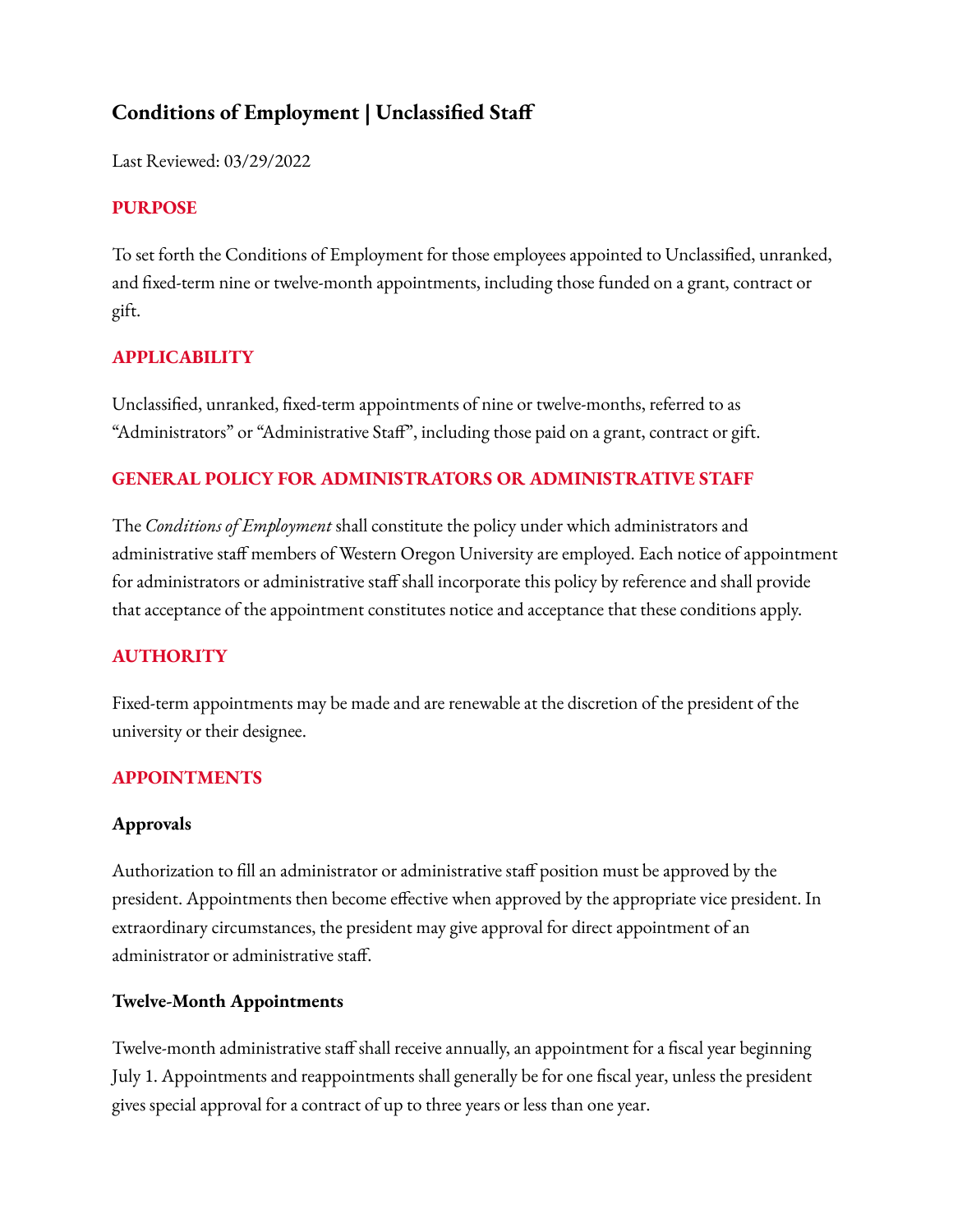# Conditions of Employment | Unclassified Staff

Last Reviewed: 03/29/2022

## PURPOSE

To set forth the Conditions of Employment for those employees appointed to Unclassified, unranked, and fixed-term nine or twelve-month appointments, including those funded on a grant, contract or gift.

## APPLICABILITY

Unclassified, unranked, fixed-term appointments of nine or twelve-months, referred to as "Administrators" or "Administrative Staff", including those paid on a grant, contract or gift.

## GENERAL POLICY FOR ADMINISTRATORS OR ADMINISTRATIVE STAFF

The *Conditions of Employment* shall constitute the policy under which administrators and administrative staff members of Western Oregon University are employed. Each notice of appointment for administrators or administrative staff shall incorporate this policy by reference and shall provide that acceptance of the appointment constitutes notice and acceptance that these conditions apply.

## AUTHORITY

Fixed-term appointments may be made and are renewable at the discretion of the president of the university or their designee.

## APPOINTMENTS

### Approvals

Authorization to fill an administrator or administrative staff position must be approved by the president. Appointments then become effective when approved by the appropriate vice president. In extraordinary circumstances, the president may give approval for direct appointment of an administrator or administrative staff.

### Twelve-Month Appointments

Twelve-month administrative staff shall receive annually, an appointment for a fiscal year beginning July 1. Appointments and reappointments shall generally be for one fiscal year, unless the president gives special approval for a contract of up to three years or less than one year.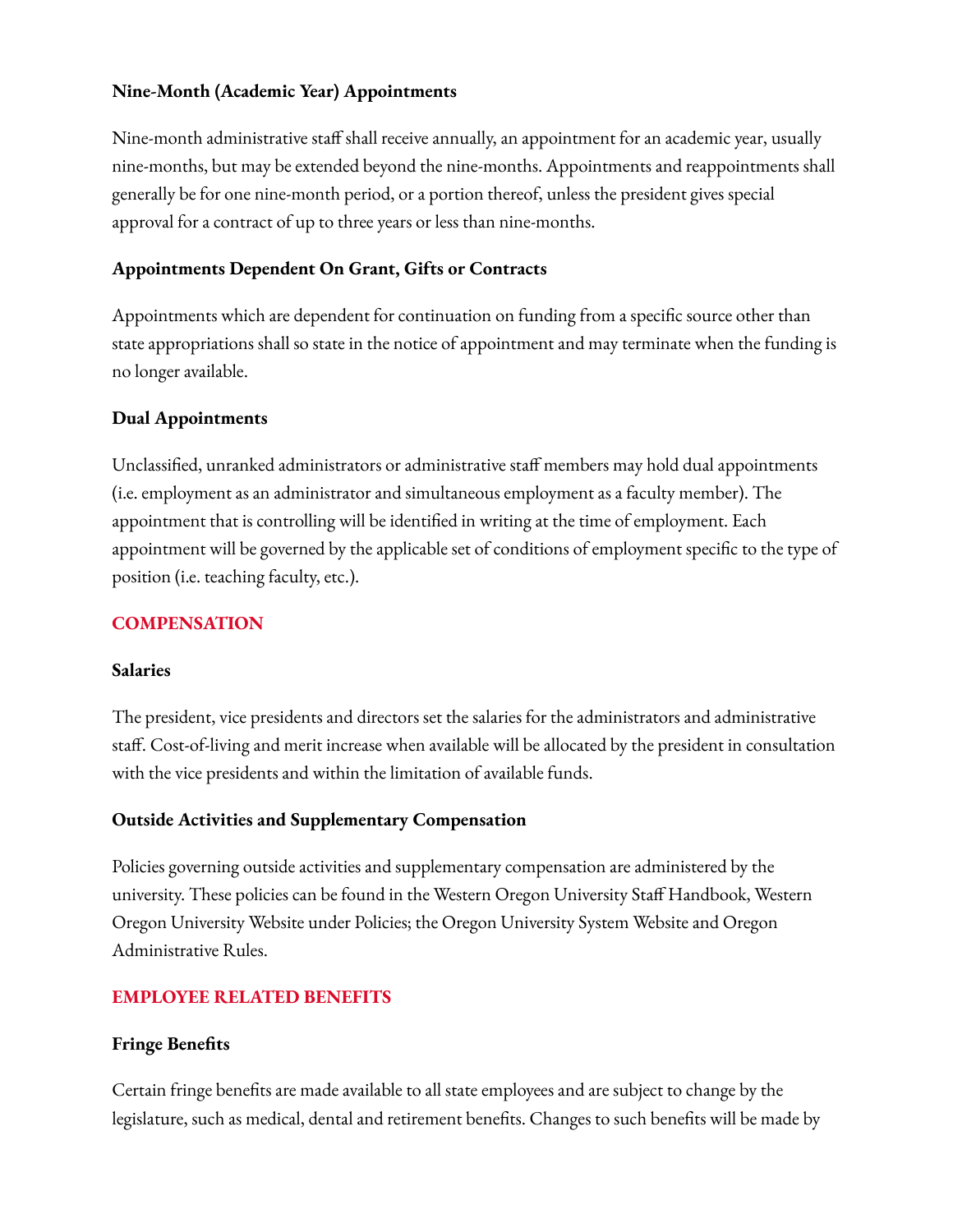### Nine-Month (Academic Year) Appointments

Nine-month administrative staff shall receive annually, an appointment for an academic year, usually nine-months, but may be extended beyond the nine-months. Appointments and reappointments shall generally be for one nine-month period, or a portion thereof, unless the president gives special approval for a contract of up to three years or less than nine-months.

### Appointments Dependent On Grant, Gifts or Contracts

Appointments which are dependent for continuation on funding from a specific source other than state appropriations shall so state in the notice of appointment and may terminate when the funding is no longer available.

### Dual Appointments

Unclassified, unranked administrators or administrative staff members may hold dual appointments (i.e. employment as an administrator and simultaneous employment as a faculty member). The appointment that is controlling will be identified in writing at the time of employment. Each appointment will be governed by the applicable set of conditions of employment specific to the type of position (i.e. teaching faculty, etc.).

## COMPENSATION

### Salaries

The president, vice presidents and directors set the salaries for the administrators and administrative staff. Cost-of-living and merit increase when available will be allocated by the president in consultation with the vice presidents and within the limitation of available funds.

### Outside Activities and Supplementary Compensation

Policies governing outside activities and supplementary compensation are administered by the university. These policies can be found in the Western Oregon University Staff Handbook, Western Oregon University Website under Policies; the Oregon University System Website and Oregon Administrative Rules.

## EMPLOYEE RELATED BENEFITS

### Fringe Benefits

Certain fringe benefits are made available to all state employees and are subject to change by the legislature, such as medical, dental and retirement benefits. Changes to such benefits will be made by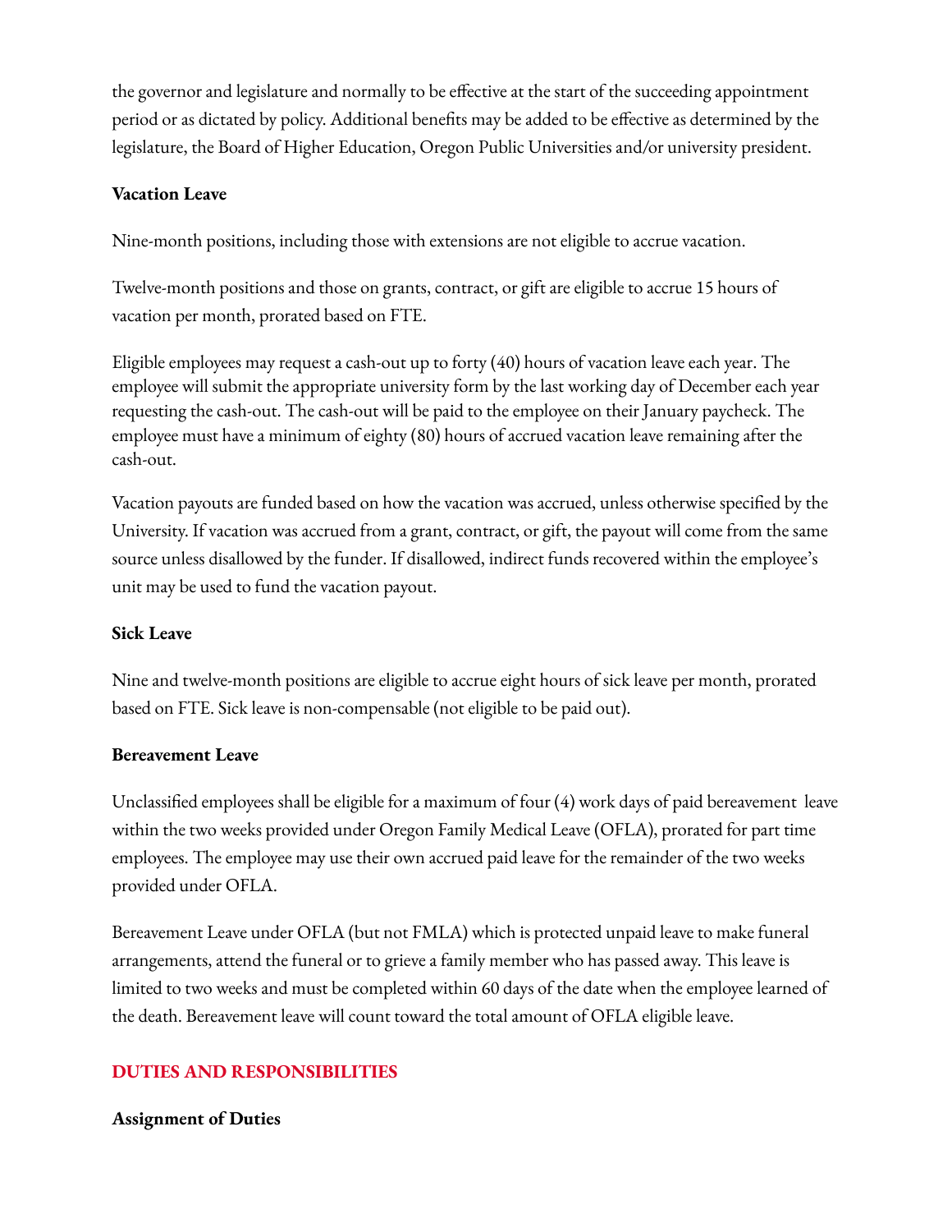the governor and legislature and normally to be effective at the start of the succeeding appointment period or as dictated by policy. Additional benefits may be added to be effective as determined by the legislature, the Board of Higher Education, Oregon Public Universities and/or university president.

**Vacation Leave**

Nine-month positions, including those with extensions are not eligible to accrue vacation.

Twelve-month positions and those on grants, contract, or gift are eligible to accrue 15 hours of vacation per month, prorated based on FTE.

Eligible employees may request a cash-out up to forty (40) hours of vacation leave each year. The employee will submit the appropriate university form by the last working day of December each year requesting the cash-out. The cash-out will be paid to the employee on their January paycheck. The employee must have a minimum of eighty (80) hours of accrued vacation leave remaining after the cash-out.

Vacation payouts are funded based on how the vacation was accrued, unless otherwise specified by the University. If vacation was accrued from a grant, contract, or gift, the payout will come from the same source unless disallowed by the funder. If disallowed, indirect funds recovered within the employee's unit may be used to fund the vacation payout.

**Sick Leave**

Nine and twelve-month positions are eligible to accrue eight hours of sick leave per month, prorated based on FTE. Sick leave is non-compensable (not eligible to be paid out).

**Bereavement Leave**

Unclassified employees shall be eligible for a maximum of four (4) work days of paid bereavement leave within the two weeks provided under Oregon Family Medical Leave (OFLA), prorated for part time employees. The employee may use their own accrued paid leave for the remainder of the two weeks provided under OFLA.

Bereavement Leave under OFLA (but not FMLA) which is protected unpaid leave to make funeral arrangements, attend the funeral or to grieve a family member who has passed away. This leave is limited to two weeks and must be completed within 60 days of the date when the employee learned of the death. Bereavement leave will count toward the total amount of OFLA eligible leave.

## DUTIES AND RESPONSIBILITIES

**Assignment of Duties**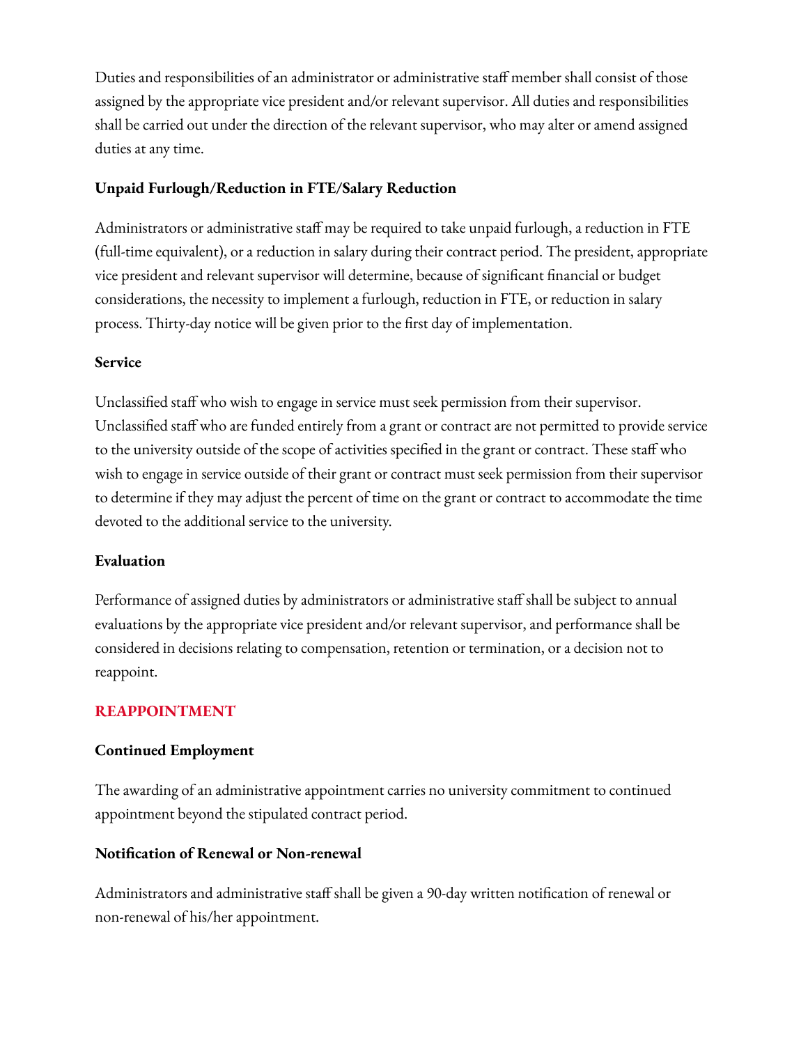Duties and responsibilities of an administrator or administrative staff member shall consist of those assigned by the appropriate vice president and/or relevant supervisor. All duties and responsibilities shall be carried out under the direction of the relevant supervisor, who may alter or amend assigned duties at any time.

### Unpaid Furlough/Reduction in FTE/Salary Reduction

Administrators or administrative staff may be required to take unpaid furlough, a reduction in FTE (full-time equivalent), or a reduction in salary during their contract period. The president, appropriate vice president and relevant supervisor will determine, because of significant financial or budget considerations, the necessity to implement a furlough, reduction in FTE, or reduction in salary process. Thirty-day notice will be given prior to the first day of implementation.

### Service

Unclassified staff who wish to engage in service must seek permission from their supervisor. Unclassified staff who are funded entirely from a grant or contract are not permitted to provide service to the university outside of the scope of activities specified in the grant or contract. These staff who wish to engage in service outside of their grant or contract must seek permission from their supervisor to determine if they may adjust the percent of time on the grant or contract to accommodate the time devoted to the additional service to the university.

### Evaluation

Performance of assigned duties by administrators or administrative staff shall be subject to annual evaluations by the appropriate vice president and/or relevant supervisor, and performance shall be considered in decisions relating to compensation, retention or termination, or a decision not to reappoint.

## REAPPOINTMENT

### Continued Employment

The awarding of an administrative appointment carries no university commitment to continued appointment beyond the stipulated contract period.

### Notification of Renewal or Non-renewal

Administrators and administrative staff shall be given a 90-day written notification of renewal or non-renewal of his/her appointment.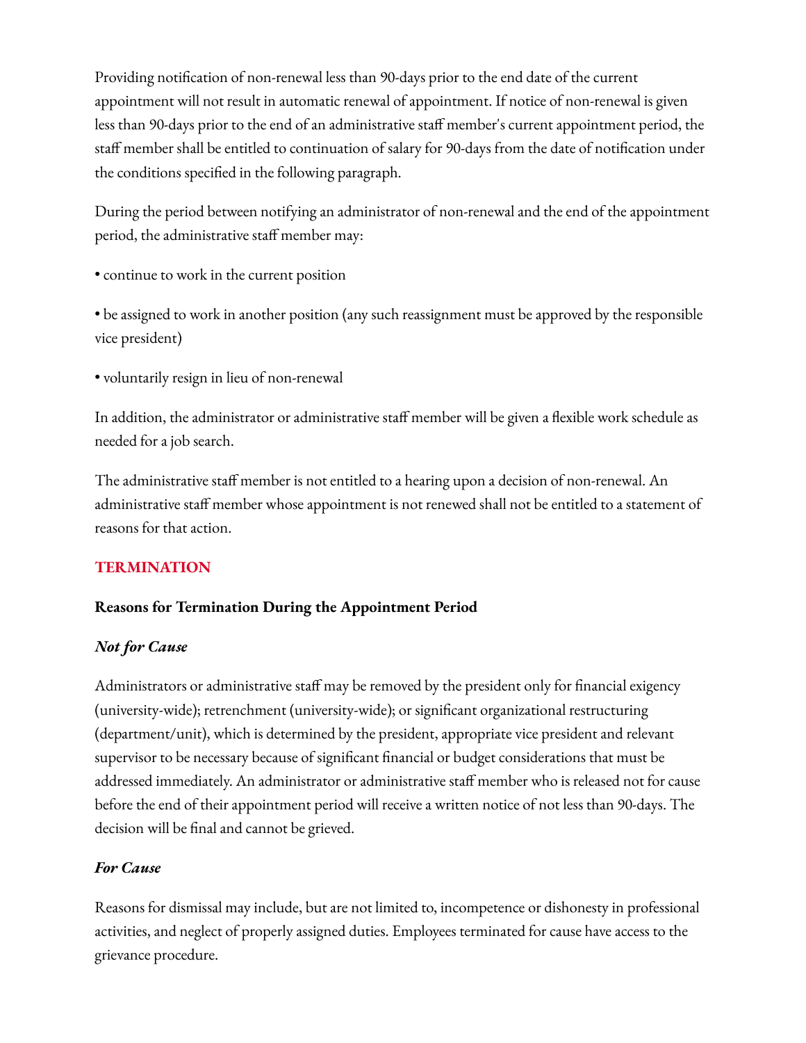Providing notification of non-renewal less than 90-days prior to the end date of the current appointment will not result in automatic renewal of appointment. If notice of non-renewal is given less than 90-days prior to the end of an administrative staff member's current appointment period, the staff member shall be entitled to continuation of salary for 90-days from the date of notification under the conditions specified in the following paragraph.

During the period between notifying an administrator of non-renewal and the end of the appointment period, the administrative staff member may:

- continue to work in the current position
- be assigned to work in another position (any such reassignment must be approved by the responsible vice president)
- voluntarily resign in lieu of non-renewal

In addition, the administrator or administrative staff member will be given a flexible work schedule as needed for a job search.

The administrative staff member is not entitled to a hearing upon a decision of non-renewal. An administrative staff member whose appointment is not renewed shall not be entitled to a statement of reasons for that action.

## TERMINATION

### Reasons for Termination During the Appointment Period

#### *Not for Cause*

Administrators or administrative staff may be removed by the president only for financial exigency (university-wide); retrenchment (university-wide); or significant organizational restructuring (department/unit), which is determined by the president, appropriate vice president and relevant supervisor to be necessary because of significant financial or budget considerations that must be addressed immediately. An administrator or administrative staff member who is released not for cause before the end of their appointment period will receive a written notice of not less than 90-days. The decision will be final and cannot be grieved.

#### *For Cause*

Reasons for dismissal may include, but are not limited to, incompetence or dishonesty in professional activities, and neglect of properly assigned duties. Employees terminated for cause have access to the grievance procedure.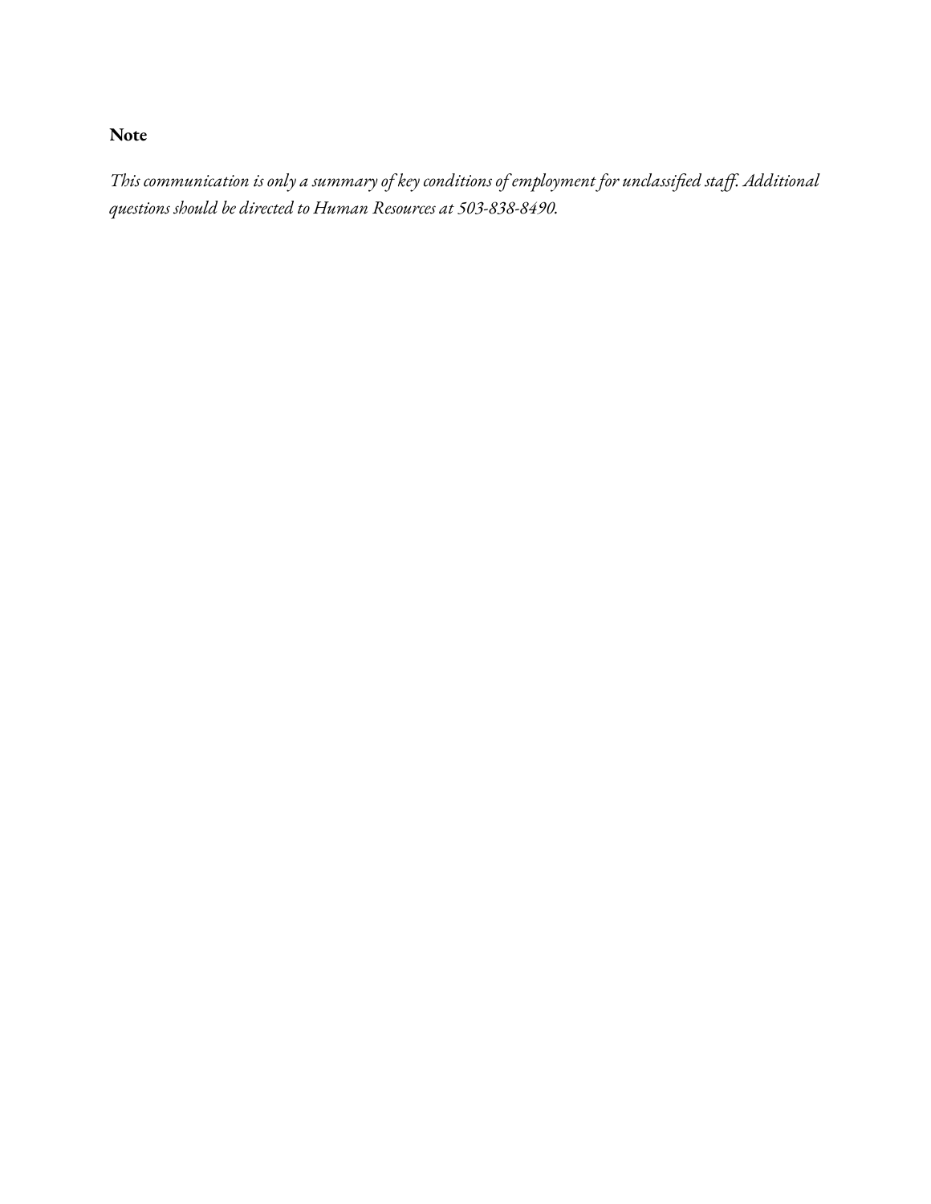**Note**

*This communication is only a summary of key conditions of employment for unclassified staff. Additional questions should be directed to Human Resources at 503-838-8490.*